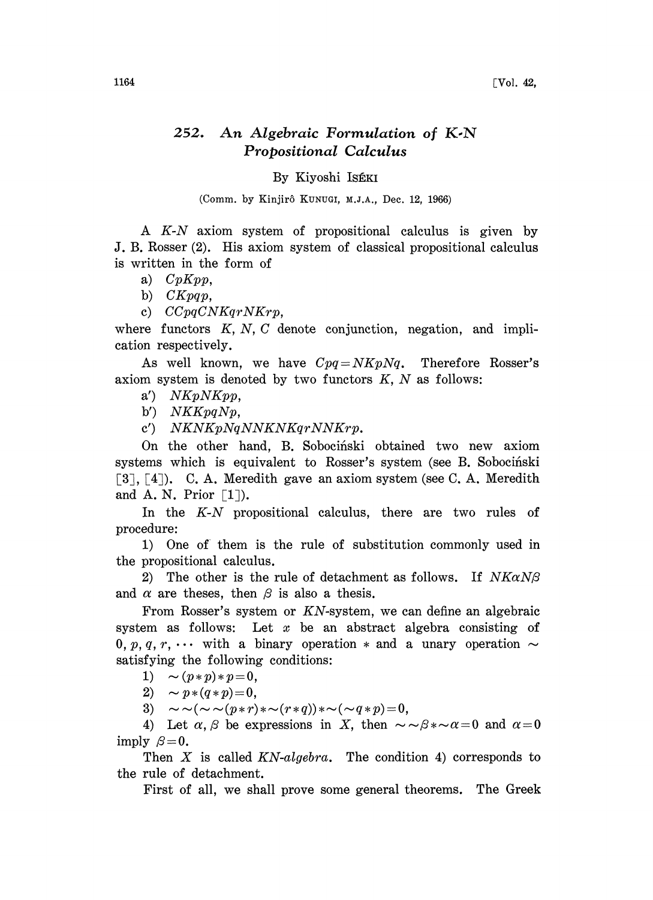# 252. An Algebraic Formulation of K-N Propositional Calculus

By Kiyoshi IsÉKI

(Comm. by Kinjirô KUNUGI, M.J.A., Dec. 12, 1966)

A $K$-$N$ axiom system of propositional calculus is given by J. B. Rosser (2). His axiom system of classical propositional calculus is written in the form of

a) $CpKpp$,

b) $CKpqp$,

c) $CCpqCNKqrNKrp$,

where functors $K$, $N$, $C$ denote conjunction, negation, and implication respectively.

As well known, we have $Cpq = NKpNq$. Therefore Rosser's axiom system is denoted by two functors $K$, $N$ as follows:

a′) $NKpNKpp$,

b′) $NKKpqNp$,

c′) $NKNKpNqNNKNKqrNNKrp$.

On the other hand, B. Sobociński obtained two new axiom systems which is equivalent to Rosser's system (see B. Sobociński [3], [4]). C. A. Meredith gave an axiom system (see C. A. Meredith and A. N. Prior [1]).

In the $K$-$N$ propositional calculus, there are two rules of procedure:

1) One of them is the rule of substitution commonly used in the propositional calculus.

2) The other is the rule of detachment as follows. If $NK\alpha N\beta$ and $\alpha$ are theses, then $\beta$ is also a thesis.

From Rosser's system or $KN$-system, we can define an algebraic system as follows: Let $x$ be an abstract algebra consisting of $0, p, q, r, \cdots$ with a binary operation $*$ and a unary operation $\sim$ satisfying the following conditions:

1) $\sim(p*p)*p=0$,

2) $\sim p*(q*p)=0$,

3) $\sim\sim(\sim\sim(p*r)*\sim(r*q))*\sim(\sim q*p)=0$,

4) Let $\alpha, \beta$ be expressions in $X$, then $\sim\sim\beta*\sim\alpha=0$ and $\alpha=0$ imply $\beta=0$.

Then $X$ is called *KN-algebra*. The condition 4) corresponds to the rule of detachment.

First of all, we shall prove some general theorems. The Greek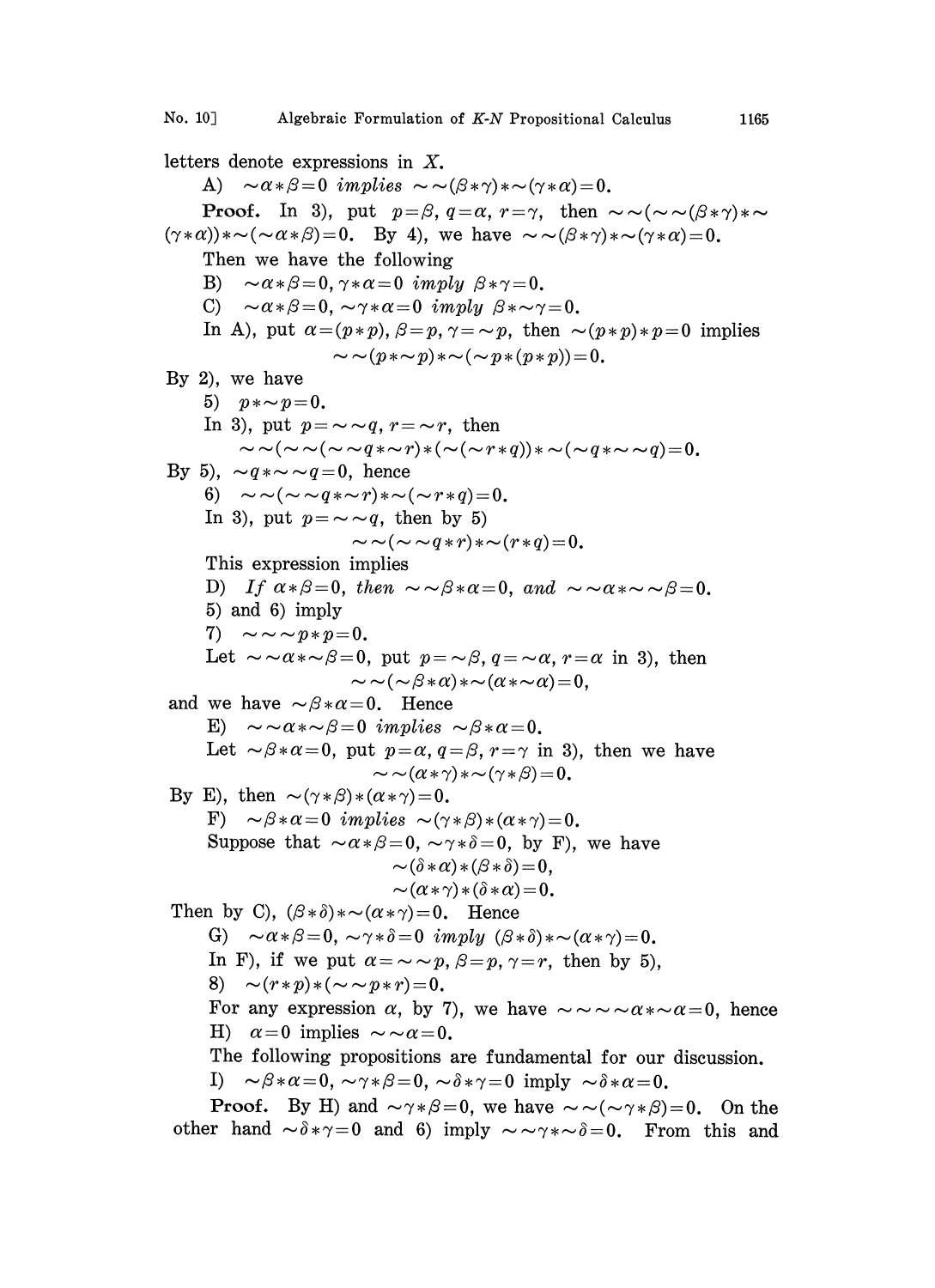letters denote expressions in $X$.

A) $\sim\alpha*\beta=0$ *implies* $\sim\sim(\beta*\gamma)*\sim(\gamma*\alpha)=0$.

**Proof.** In 3), put $p=\beta$, $q=\alpha$, $r=\gamma$, then $\sim\sim(\sim\sim(\beta*\gamma)*\sim(\gamma*\alpha))*\sim(\sim\alpha*\beta)=0$. By 4), we have $\sim\sim(\beta*\gamma)*\sim(\gamma*\alpha)=0$.

Then we have the following

B) $\sim\alpha*\beta=0, \gamma*\alpha=0$ *imply* $\beta*\gamma=0$.

C) $\sim\alpha*\beta=0, \sim\gamma*\alpha=0$ *imply* $\beta*\sim\gamma=0$.

In A), put $\alpha=(p*p)$, $\beta=p$, $\gamma=\sim p$, then $\sim(p*p)*p=0$ implies

$$\sim\sim(p*\sim p)*\sim(\sim p*(p*p))=0.$$

By 2), we have

5) $p*\sim p=0$.

In 3), put $p=\sim\sim q$, $r=\sim r$, then

$$\sim\sim(\sim\sim(\sim\sim q*\sim r)*(\sim(\sim r*q))*\sim(\sim q*\sim\sim q)=0.$$

By 5), $\sim q*\sim\sim q=0$, hence

6) $\sim\sim(\sim\sim q*\sim r)*\sim(\sim r*q)=0$.

In 3), put $p=\sim\sim q$, then by 5)

$$\sim\sim(\sim\sim q*r)*\sim(r*q)=0.$$

This expression implies

D) *If* $\alpha*\beta=0$, *then* $\sim\sim\beta*\alpha=0$, *and* $\sim\sim\alpha*\sim\sim\beta=0$.

5) and 6) imply

7) $\sim\sim\sim p*p=0$.

Let $\sim\sim\alpha*\sim\beta=0$, put $p=\sim\beta$, $q=\sim\alpha$, $r=\alpha$ in 3), then

$$\sim\sim(\sim\beta*\alpha)*\sim(\alpha*\sim\alpha)=0,$$

and we have $\sim\beta*\alpha=0$. Hence

E) $\sim\sim\alpha*\sim\beta=0$ *implies* $\sim\beta*\alpha=0$.

Let $\sim\beta*\alpha=0$, put $p=\alpha$, $q=\beta$, $r=\gamma$ in 3), then we have

$$\sim\sim(\alpha*\gamma)*\sim(\gamma*\beta)=0.$$

By E), then $\sim(\gamma*\beta)*(\alpha*\gamma)=0$.

F) $\sim\beta*\alpha=0$ *implies* $\sim(\gamma*\beta)*(\alpha*\gamma)=0$.

Suppose that $\sim\alpha*\beta=0$, $\sim\gamma*\delta=0$, by F), we have

$$\sim(\delta*\alpha)*(\beta*\delta)=0,$$
$$\sim(\alpha*\gamma)*(\delta*\alpha)=0.$$

Then by C), $(\beta*\delta)*\sim(\alpha*\gamma)=0$. Hence

G) $\sim\alpha*\beta=0$, $\sim\gamma*\delta=0$ *imply* $(\beta*\delta)*\sim(\alpha*\gamma)=0$.

In F), if we put $\alpha=\sim\sim p$, $\beta=p$, $\gamma=r$, then by 5),

8) $\sim(r*p)*(\sim\sim p*r)=0$.

For any expression $\alpha$, by 7), we have $\sim\sim\sim\alpha*\sim\alpha=0$, hence

H) $\alpha=0$ implies $\sim\sim\alpha=0$.

The following propositions are fundamental for our discussion.

I) $\sim\beta*\alpha=0$, $\sim\gamma*\beta=0$, $\sim\delta*\gamma=0$ imply $\sim\delta*\alpha=0$.

**Proof.** By H) and $\sim\gamma*\beta=0$, we have $\sim\sim(\sim\gamma*\beta)=0$. On the other hand $\sim\delta*\gamma=0$ and 6) imply $\sim\sim\gamma*\sim\delta=0$. From this and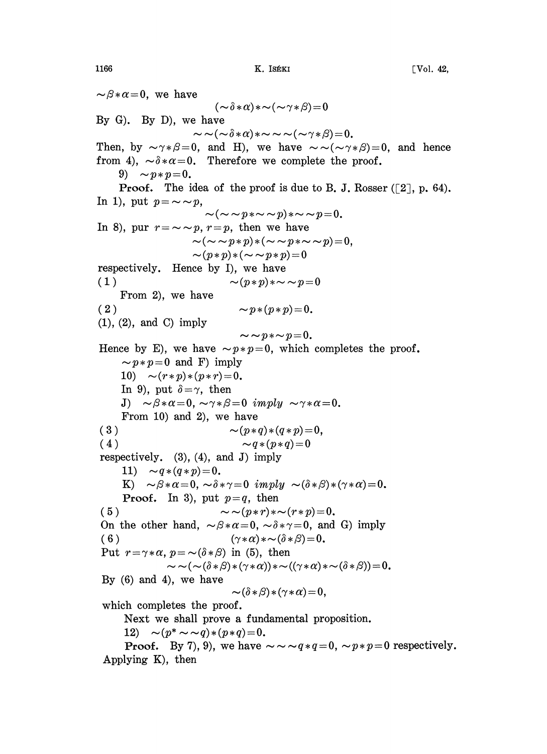$\sim\beta*\alpha=0$, we have

$$(\sim\delta*\alpha)*\sim(\sim\gamma*\beta)=0$$

By G). By D), we have

$$\sim\sim(\sim\delta*\alpha)*\sim\sim\sim(\sim\gamma*\beta)=0.$$

Then, by $\sim\gamma*\beta=0$, and H), we have $\sim\sim(\sim\gamma*\beta)=0$, and hence from 4), $\sim\delta*\alpha=0$. Therefore we complete the proof.

9) $\sim p*p=0$.

**Proof.** The idea of the proof is due to B. J. Rosser ([2], p. 64). In 1), put $p=\sim\sim p$,

$$\sim(\sim\sim p*\sim\sim p)*\sim\sim p=0.$$

In 8), pur $r=\sim\sim p$, $r=p$, then we have

$$\sim(\sim\sim p*p)*(\sim\sim p*\sim\sim p)=0,$$

$$\sim(p*p)*(\sim\sim p*p)=0$$

respectively. Hence by I), we have

$$(1) \qquad \sim(p*p)*\sim\sim p=0$$

From 2), we have

$$(2) \qquad \sim p*(p*p)=0.$$

(1), (2), and C) imply

$$\sim\sim p*\sim p=0.$$

Hence by E), we have $\sim p*p=0$, which completes the proof.

$\sim p*p=0$ and F) imply

10) $\sim(r*p)*(p*r)=0$.

In 9), put $\delta=\gamma$, then

J) $\sim\beta*\alpha=0$, $\sim\gamma*\beta=0$ *imply* $\sim\gamma*\alpha=0$.

From 10) and 2), we have

$$(3) \qquad \sim(p*q)*(q*p)=0,$$

$$(4) \qquad \sim q*(p*q)=0$$

respectively. (3), (4), and J) imply

11) $\sim q*(q*p)=0$.

K) $\sim\beta*\alpha=0$, $\sim\delta*\gamma=0$ *imply* $\sim(\delta*\beta)*(\gamma*\alpha)=0$.

**Proof.** In 3), put $p=q$, then

$$(5) \qquad \sim\sim(p*r)*\sim(r*p)=0.$$

On the other hand, $\sim\beta*\alpha=0$, $\sim\delta*\gamma=0$, and G) imply

$$(6) \qquad (\gamma*\alpha)*\sim(\delta*\beta)=0.$$

Put $r=\gamma*\alpha$, $p=\sim(\delta*\beta)$ in (5), then

$$\sim\sim(\sim(\delta*\beta)*(\gamma*\alpha))*\sim((\gamma*\alpha)*\sim(\delta*\beta))=0.$$

By (6) and 4), we have

$$\sim(\delta*\beta)*(\gamma*\alpha)=0,$$

which completes the proof.

Next we shall prove a fundamental proposition.

12) $\sim(p*\sim\sim q)*(p*q)=0$.

**Proof.** By 7), 9), we have $\sim\sim\sim q*q=0$, $\sim p*p=0$ respectively. Applying K), then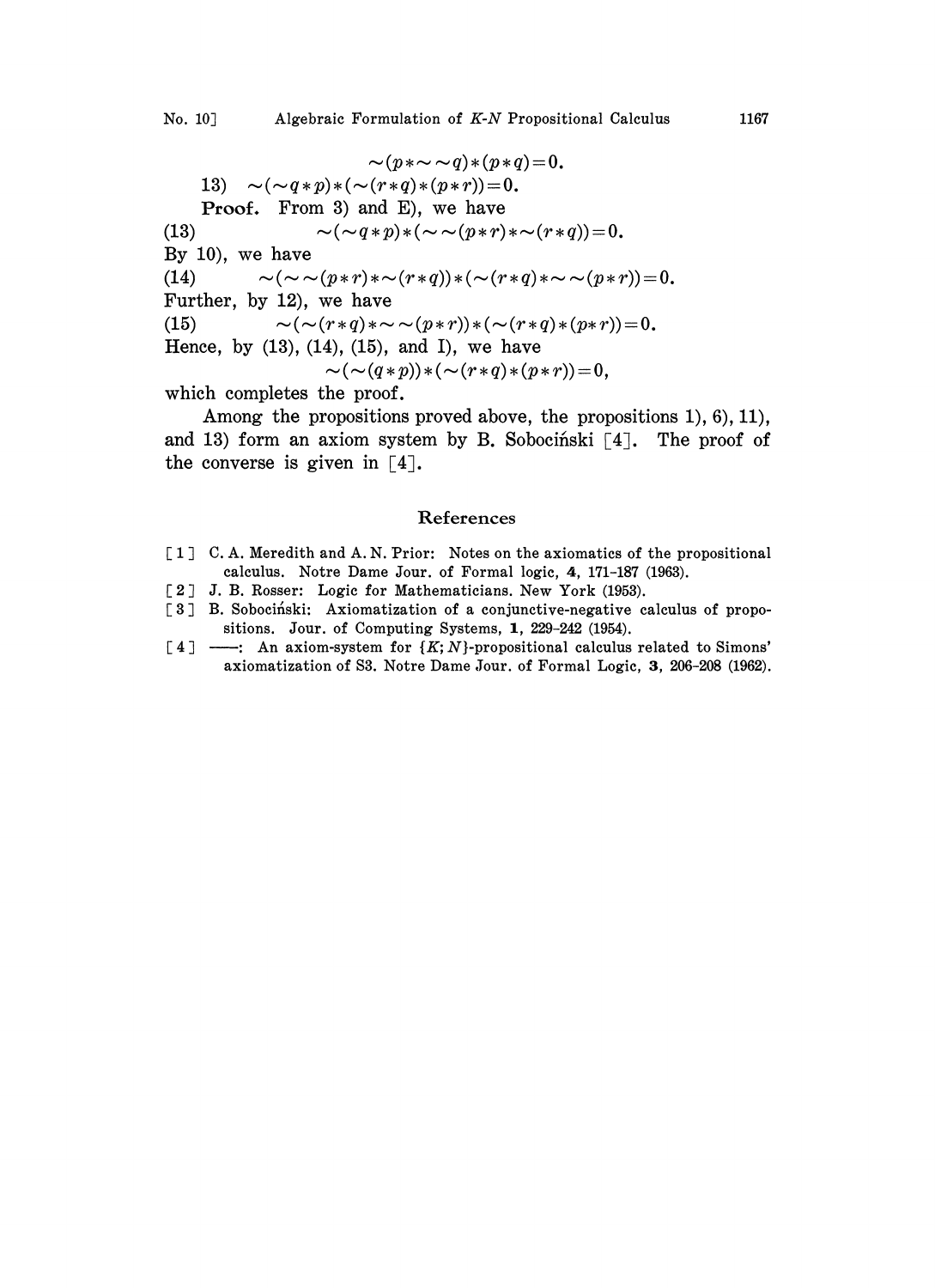$$\sim(p*\sim\sim q)*(p*q)=0.$$

13) $\sim(\sim q*p)*(\sim(r*q)*(p*r))=0.$

**Proof.** From 3) and E), we have

$$\sim(\sim q*p)*(\sim\sim(p*r)*\sim(r*q))=0. \tag{13}$$

By 10), we have

$$\sim(\sim\sim(p*r)*\sim(r*q))*(\sim(r*q)*\sim\sim(p*r))=0. \tag{14}$$

Further, by 12), we have

$$\sim(\sim(r*q)*\sim\sim(p*r))*(\sim(r*q)*(p*r))=0. \tag{15}$$

Hence, by (13), (14), (15), and I), we have

$$\sim(\sim(q*p))*(\sim(r*q)*(p*r))=0,$$

which completes the proof.

Among the propositions proved above, the propositions 1), 6), 11), and 13) form an axiom system by B. Sobociński [4]. The proof of the converse is given in [4].

## References

[1] C. A. Meredith and A. N. Prior: Notes on the axiomatics of the propositional calculus. Notre Dame Jour. of Formal logic, **4**, 171–187 (1963).

[2] J. B. Rosser: Logic for Mathematicians. New York (1953).

[3] B. Sobociński: Axiomatization of a conjunctive-negative calculus of propositions. Jour. of Computing Systems, **1**, 229–242 (1954).

[4] ——: An axiom-system for $\{K; N\}$-propositional calculus related to Simons' axiomatization of S3. Notre Dame Jour. of Formal Logic, **3**, 206–208 (1962).